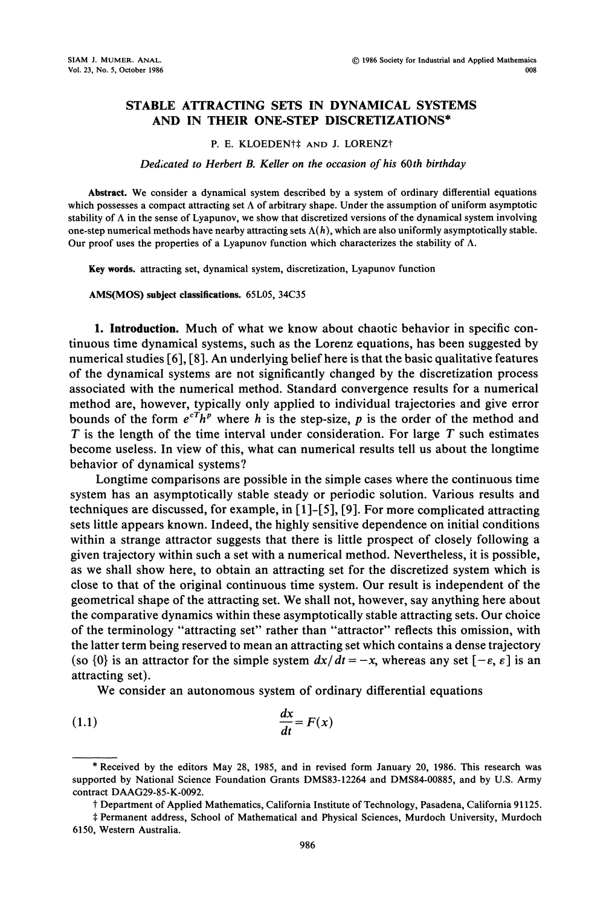# STABLE ATTRACTING SETS IN DYNAMICAL SYSTEMS AND IN THEIR ONE-STEP DISCRETIZATIONS*

P. E. KLOEDEN†‡ AND J. LORENZ†

*Dedicated to Herbert B. Keller on the occasion of his 60th birthday*

**Abstract.** We consider a dynamical system described by a system of ordinary differential equations which possesses a compact attracting set $\Lambda$ of arbitrary shape. Under the assumption of uniform asymptotic stability of $\Lambda$ in the sense of Lyapunov, we show that discretized versions of the dynamical system involving one-step numerical methods have nearby attracting sets $\Lambda(h)$, which are also uniformly asymptotically stable. Our proof uses the properties of a Lyapunov function which characterizes the stability of $\Lambda$.

**Key words.** attracting set, dynamical system, discretization, Lyapunov function

**AMS(MOS) subject classifications.** 65L05, 34C35

## 1. Introduction.

Much of what we know about chaotic behavior in specific continuous time dynamical systems, such as the Lorenz equations, has been suggested by numerical studies [6], [8]. An underlying belief here is that the basic qualitative features of the dynamical systems are not significantly changed by the discretization process associated with the numerical method. Standard convergence results for a numerical method are, however, typically only applied to individual trajectories and give error bounds of the form $e^{cT}h^p$ where $h$ is the step-size, $p$ is the order of the method and $T$ is the length of the time interval under consideration. For large $T$ such estimates become useless. In view of this, what can numerical results tell us about the longtime behavior of dynamical systems?

Longtime comparisons are possible in the simple cases where the continuous time system has an asymptotically stable steady or periodic solution. Various results and techniques are discussed, for example, in [1]–[5], [9]. For more complicated attracting sets little appears known. Indeed, the highly sensitive dependence on initial conditions within a strange attractor suggests that there is little prospect of closely following a given trajectory within such a set with a numerical method. Nevertheless, it is possible, as we shall show here, to obtain an attracting set for the discretized system which is close to that of the original continuous time system. Our result is independent of the geometrical shape of the attracting set. We shall not, however, say anything here about the comparative dynamics within these asymptotically stable attracting sets. Our choice of the terminology "attracting set" rather than "attractor" reflects this omission, with the latter term being reserved to mean an attracting set which contains a dense trajectory (so $\{0\}$ is an attractor for the simple system $dx/dt = -x$, whereas any set $[-\varepsilon, \varepsilon]$ is an attracting set).

We consider an autonomous system of ordinary differential equations

$$\frac{dx}{dt} = F(x) \tag{1.1}$$

---

* Received by the editors May 28, 1985, and in revised form January 20, 1986. This research was supported by National Science Foundation Grants DMS83-12264 and DMS84-00885, and by U.S. Army contract DAAG29-85-K-0092.

† Department of Applied Mathematics, California Institute of Technology, Pasadena, California 91125.

‡ Permanent address, School of Mathematical and Physical Sciences, Murdoch University, Murdoch 6150, Western Australia.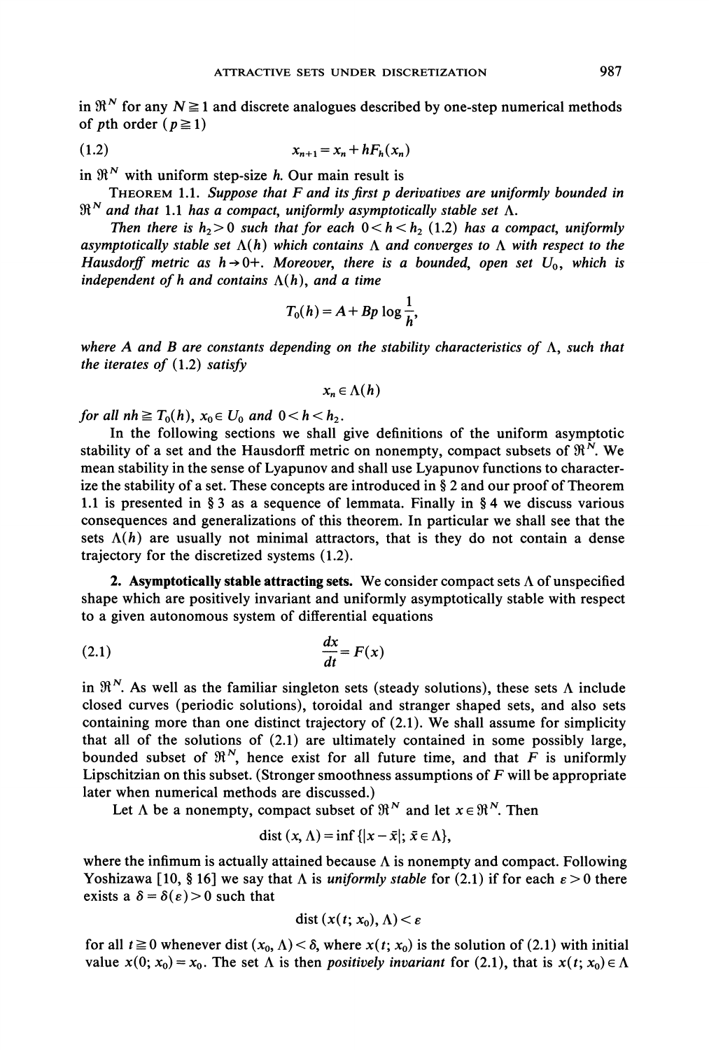in $\mathfrak{R}^N$ for any $N \geqq 1$ and discrete analogues described by one-step numerical methods of $p$th order ($p \geqq 1$)

$$x_{n+1} = x_n + hF_h(x_n) \tag{1.2}$$

in $\mathfrak{R}^N$ with uniform step-size $h$. Our main result is

THEOREM 1.1. *Suppose that $F$ and its first $p$ derivatives are uniformly bounded in $\mathfrak{R}^N$ and that 1.1 has a compact, uniformly asymptotically stable set $\Lambda$.*

*Then there is $h_2 > 0$ such that for each $0 < h < h_2$ (1.2) has a compact, uniformly asymptotically stable set $\Lambda(h)$ which contains $\Lambda$ and converges to $\Lambda$ with respect to the Hausdorff metric as $h \to 0+$. Moreover, there is a bounded, open set $U_0$, which is independent of $h$ and contains $\Lambda(h)$, and a time*

$$T_0(h) = A + Bp \log \frac{1}{h},$$

*where $A$ and $B$ are constants depending on the stability characteristics of $\Lambda$, such that the iterates of (1.2) satisfy*

$$x_n \in \Lambda(h)$$

*for all $nh \geqq T_0(h)$, $x_0 \in U_0$ and $0 < h < h_2$.*

In the following sections we shall give definitions of the uniform asymptotic stability of a set and the Hausdorff metric on nonempty, compact subsets of $\mathfrak{R}^N$. We mean stability in the sense of Lyapunov and shall use Lyapunov functions to characterize the stability of a set. These concepts are introduced in § 2 and our proof of Theorem 1.1 is presented in § 3 as a sequence of lemmata. Finally in § 4 we discuss various consequences and generalizations of this theorem. In particular we shall see that the sets $\Lambda(h)$ are usually not minimal attractors, that is they do not contain a dense trajectory for the discretized systems (1.2).

**2. Asymptotically stable attracting sets.** We consider compact sets $\Lambda$ of unspecified shape which are positively invariant and uniformly asymptotically stable with respect to a given autonomous system of differential equations

$$\frac{dx}{dt} = F(x) \tag{2.1}$$

in $\mathfrak{R}^N$. As well as the familiar singleton sets (steady solutions), these sets $\Lambda$ include closed curves (periodic solutions), toroidal and stranger shaped sets, and also sets containing more than one distinct trajectory of (2.1). We shall assume for simplicity that all of the solutions of (2.1) are ultimately contained in some possibly large, bounded subset of $\mathfrak{R}^N$, hence exist for all future time, and that $F$ is uniformly Lipschitzian on this subset. (Stronger smoothness assumptions of $F$ will be appropriate later when numerical methods are discussed.)

Let $\Lambda$ be a nonempty, compact subset of $\mathfrak{R}^N$ and let $x \in \mathfrak{R}^N$. Then

$$\text{dist}(x, \Lambda) = \inf \{|x - \bar{x}|; \bar{x} \in \Lambda\},$$

where the infimum is actually attained because $\Lambda$ is nonempty and compact. Following Yoshizawa [10, § 16] we say that $\Lambda$ is *uniformly stable* for (2.1) if for each $\varepsilon > 0$ there exists a $\delta = \delta(\varepsilon) > 0$ such that

$$\text{dist}(x(t; x_0), \Lambda) < \varepsilon$$

for all $t \geqq 0$ whenever $\text{dist}(x_0, \Lambda) < \delta$, where $x(t; x_0)$ is the solution of (2.1) with initial value $x(0; x_0) = x_0$. The set $\Lambda$ is then *positively invariant* for (2.1), that is $x(t; x_0) \in \Lambda$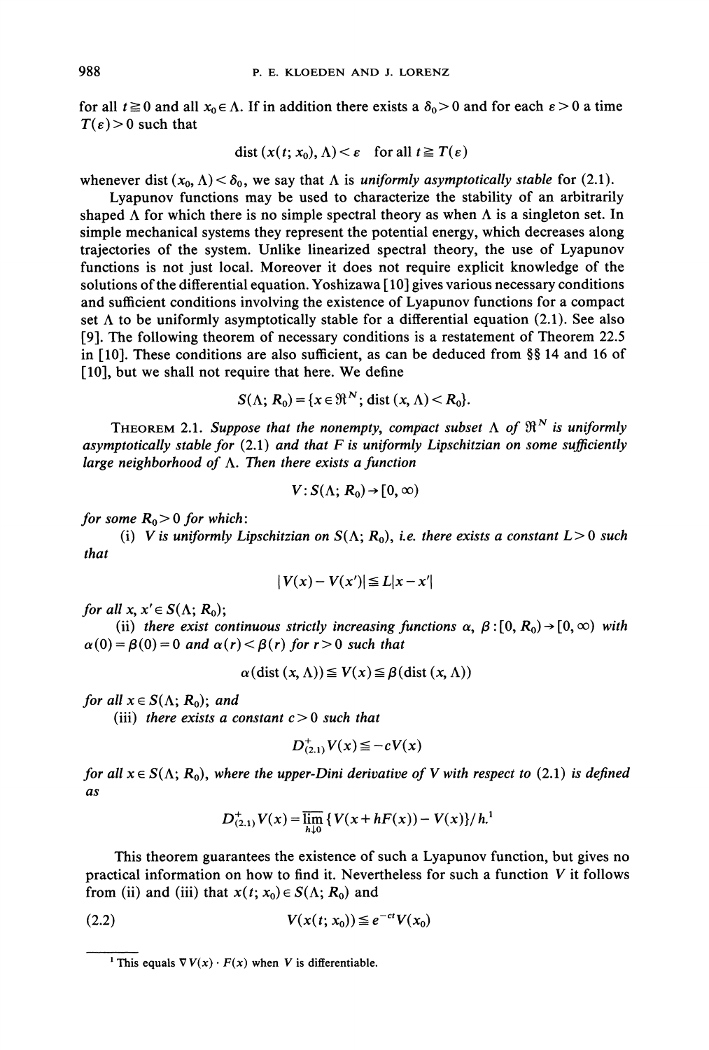for all $t \geqq 0$ and all $x_0 \in \Lambda$. If in addition there exists a $\delta_0 > 0$ and for each $\varepsilon > 0$ a time $T(\varepsilon) > 0$ such that

$$\text{dist}\,(x(t; x_0), \Lambda) < \varepsilon \quad \text{for all } t \geqq T(\varepsilon)$$

whenever $\text{dist}\,(x_0, \Lambda) < \delta_0$, we say that $\Lambda$ is *uniformly asymptotically stable* for (2.1).

Lyapunov functions may be used to characterize the stability of an arbitrarily shaped $\Lambda$ for which there is no simple spectral theory as when $\Lambda$ is a singleton set. In simple mechanical systems they represent the potential energy, which decreases along trajectories of the system. Unlike linearized spectral theory, the use of Lyapunov functions is not just local. Moreover it does not require explicit knowledge of the solutions of the differential equation. Yoshizawa [10] gives various necessary conditions and sufficient conditions involving the existence of Lyapunov functions for a compact set $\Lambda$ to be uniformly asymptotically stable for a differential equation (2.1). See also [9]. The following theorem of necessary conditions is a restatement of Theorem 22.5 in [10]. These conditions are also sufficient, as can be deduced from §§ 14 and 16 of [10], but we shall not require that here. We define

$$S(\Lambda; R_0) = \{x \in \mathfrak{R}^N;\ \text{dist}\,(x, \Lambda) < R_0\}.$$

THEOREM 2.1. *Suppose that the nonempty, compact subset $\Lambda$ of $\mathfrak{R}^N$ is uniformly asymptotically stable for* (2.1) *and that $F$ is uniformly Lipschitzian on some sufficiently large neighborhood of $\Lambda$. Then there exists a function*

$$V : S(\Lambda; R_0) \to [0, \infty)$$

*for some $R_0 > 0$ for which*:

(i) *$V$ is uniformly Lipschitzian on $S(\Lambda; R_0)$, i.e. there exists a constant $L > 0$ such that*

$$|V(x) - V(x')| \leqq L|x - x'|$$

*for all $x, x' \in S(\Lambda; R_0)$*;

(ii) *there exist continuous strictly increasing functions $\alpha, \beta : [0, R_0) \to [0, \infty)$ with $\alpha(0) = \beta(0) = 0$ and $\alpha(r) < \beta(r)$ for $r > 0$ such that*

$$\alpha(\text{dist}\,(x, \Lambda)) \leqq V(x) \leqq \beta(\text{dist}\,(x, \Lambda))$$

*for all $x \in S(\Lambda; R_0)$; and*

(iii) *there exists a constant $c > 0$ such that*

$$D^+_{(2.1)} V(x) \leqq -cV(x)$$

*for all $x \in S(\Lambda; R_0)$, where the upper-Dini derivative of $V$ with respect to* (2.1) *is defined as*

$$D^+_{(2.1)} V(x) = \overline{\lim_{h \downarrow 0}}\, \{V(x + hF(x)) - V(x)\}/h.$$ [1]

This theorem guarantees the existence of such a Lyapunov function, but gives no practical information on how to find it. Nevertheless for such a function $V$ it follows from (ii) and (iii) that $x(t; x_0) \in S(\Lambda; R_0)$ and

$$V(x(t; x_0)) \leqq e^{-ct} V(x_0) \tag{2.2}$$

---

[1] This equals $\nabla V(x) \cdot F(x)$ when $V$ is differentiable.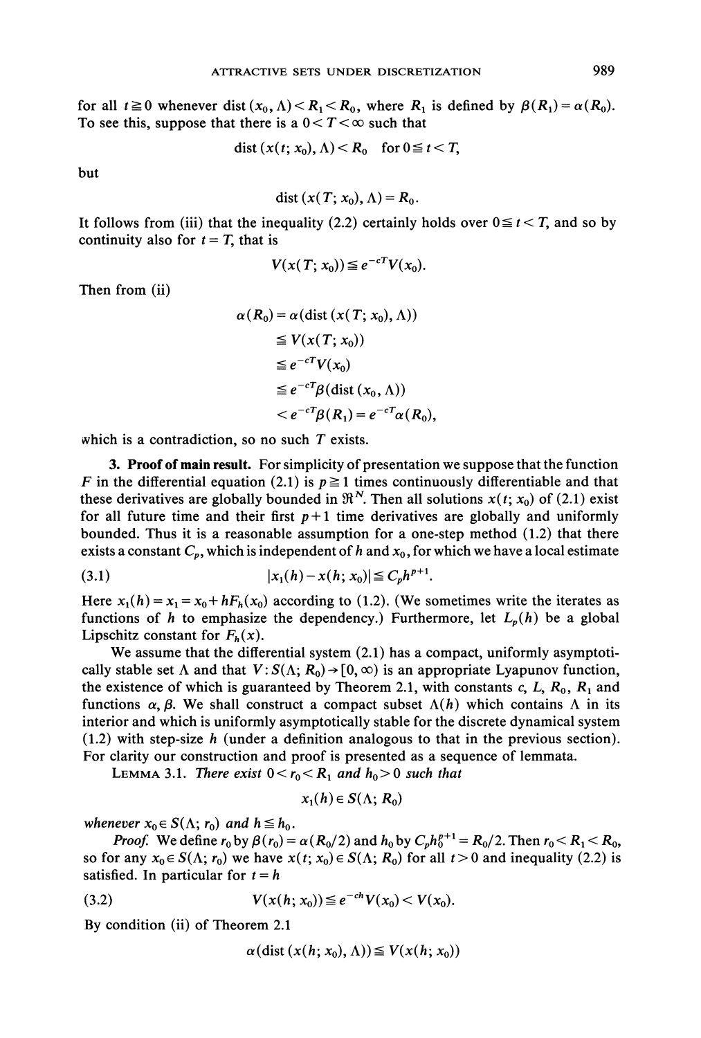for all $t \geqq 0$ whenever $\text{dist}(x_0, \Lambda) < R_1 < R_0$, where $R_1$ is defined by $\beta(R_1) = \alpha(R_0)$. To see this, suppose that there is a $0 < T < \infty$ such that

$$\text{dist}(x(t; x_0), \Lambda) < R_0 \quad \text{for } 0 \leqq t < T,$$

but

$$\text{dist}(x(T; x_0), \Lambda) = R_0.$$

It follows from (iii) that the inequality (2.2) certainly holds over $0 \leqq t < T$, and so by continuity also for $t = T$, that is

$$V(x(T; x_0)) \leqq e^{-cT} V(x_0).$$

Then from (ii)

$$\begin{aligned}
\alpha(R_0) &= \alpha(\text{dist}(x(T; x_0), \Lambda)) \\
&\leqq V(x(T; x_0)) \\
&\leqq e^{-cT} V(x_0) \\
&\leqq e^{-cT} \beta(\text{dist}(x_0, \Lambda)) \\
&< e^{-cT} \beta(R_1) = e^{-cT} \alpha(R_0),
\end{aligned}$$

which is a contradiction, so no such $T$ exists.

**3. Proof of main result.** For simplicity of presentation we suppose that the function $F$ in the differential equation (2.1) is $p \geqq 1$ times continuously differentiable and that these derivatives are globally bounded in $\mathfrak{R}^N$. Then all solutions $x(t; x_0)$ of (2.1) exist for all future time and their first $p+1$ time derivatives are globally and uniformly bounded. Thus it is a reasonable assumption for a one-step method (1.2) that there exists a constant $C_p$, which is independent of $h$ and $x_0$, for which we have a local estimate

$$|x_1(h) - x(h; x_0)| \leqq C_p h^{p+1}. \tag{3.1}$$

Here $x_1(h) = x_1 = x_0 + hF_h(x_0)$ according to (1.2). (We sometimes write the iterates as functions of $h$ to emphasize the dependency.) Furthermore, let $L_p(h)$ be a global Lipschitz constant for $F_h(x)$.

We assume that the differential system (2.1) has a compact, uniformly asymptotically stable set $\Lambda$ and that $V: S(\Lambda; R_0) \to [0, \infty)$ is an appropriate Lyapunov function, the existence of which is guaranteed by Theorem 2.1, with constants $c$, $L$, $R_0$, $R_1$ and functions $\alpha$, $\beta$. We shall construct a compact subset $\Lambda(h)$ which contains $\Lambda$ in its interior and which is uniformly asymptotically stable for the discrete dynamical system (1.2) with step-size $h$ (under a definition analogous to that in the previous section). For clarity our construction and proof is presented as a sequence of lemmata.

LEMMA 3.1. *There exist $0 < r_0 < R_1$ and $h_0 > 0$ such that*

$$x_1(h) \in S(\Lambda; R_0)$$

*whenever $x_0 \in S(\Lambda; r_0)$ and $h \leqq h_0$.*

*Proof.* We define $r_0$ by $\beta(r_0) = \alpha(R_0/2)$ and $h_0$ by $C_p h_0^{p+1} = R_0/2$. Then $r_0 < R_1 < R_0$, so for any $x_0 \in S(\Lambda; r_0)$ we have $x(t; x_0) \in S(\Lambda; R_0)$ for all $t > 0$ and inequality (2.2) is satisfied. In particular for $t = h$

$$V(x(h; x_0)) \leqq e^{-ch} V(x_0) < V(x_0). \tag{3.2}$$

By condition (ii) of Theorem 2.1

$$\alpha(\text{dist}(x(h; x_0), \Lambda)) \leqq V(x(h; x_0))$$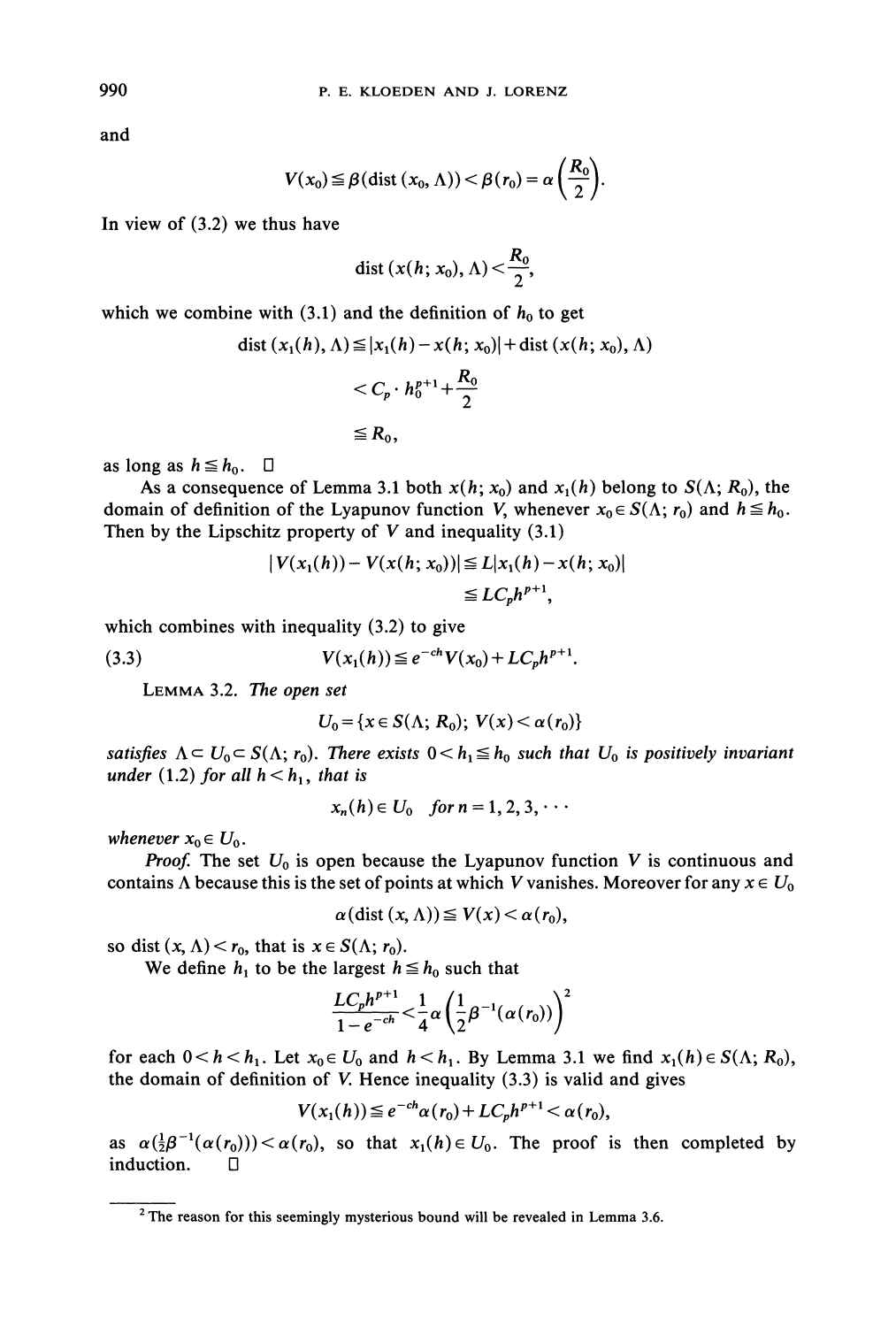and

$$V(x_0) \leqq \beta(\text{dist}(x_0, \Lambda)) < \beta(r_0) = \alpha\left(\frac{R_0}{2}\right).$$

In view of (3.2) we thus have

$$\text{dist}(x(h; x_0), \Lambda) < \frac{R_0}{2},$$

which we combine with (3.1) and the definition of $h_0$ to get

$$\begin{aligned}
\text{dist}(x_1(h), \Lambda) &\leqq |x_1(h) - x(h; x_0)| + \text{dist}(x(h; x_0), \Lambda) \\
&< C_p \cdot h_0^{p+1} + \frac{R_0}{2} \\
&\leqq R_0,
\end{aligned}$$

as long as $h \leqq h_0$. □

As a consequence of Lemma 3.1 both $x(h; x_0)$ and $x_1(h)$ belong to $S(\Lambda; R_0)$, the domain of definition of the Lyapunov function $V$, whenever $x_0 \in S(\Lambda; r_0)$ and $h \leqq h_0$. Then by the Lipschitz property of $V$ and inequality (3.1)

$$\begin{aligned}
|V(x_1(h)) - V(x(h; x_0))| &\leqq L|x_1(h) - x(h; x_0)| \\
&\leqq LC_p h^{p+1},
\end{aligned}$$

which combines with inequality (3.2) to give

$$V(x_1(h)) \leqq e^{-ch} V(x_0) + LC_p h^{p+1}. \tag{3.3}$$

LEMMA 3.2. *The open set*

$$U_0 = \{x \in S(\Lambda; R_0);\ V(x) < \alpha(r_0)\}$$

*satisfies* $\Lambda \subset U_0 \subset S(\Lambda; r_0)$. *There exists* $0 < h_1 \leqq h_0$ *such that* $U_0$ *is positively invariant under* (1.2) *for all* $h < h_1$, *that is*

$$x_n(h) \in U_0 \quad \textit{for } n = 1, 2, 3, \cdots$$

*whenever* $x_0 \in U_0$.

*Proof.* The set $U_0$ is open because the Lyapunov function $V$ is continuous and contains $\Lambda$ because this is the set of points at which $V$ vanishes. Moreover for any $x \in U_0$

$$\alpha(\text{dist}(x, \Lambda)) \leqq V(x) < \alpha(r_0),$$

so $\text{dist}(x, \Lambda) < r_0$, that is $x \in S(\Lambda; r_0)$.

We define $h_1$ to be the largest $h \leqq h_0$ such that

$$\frac{LC_p h^{p+1}}{1 - e^{-ch}} < \frac{1}{4}\alpha\left(\frac{1}{2}\beta^{-1}(\alpha(r_0))\right)^2$$

for each $0 < h < h_1$. Let $x_0 \in U_0$ and $h < h_1$. By Lemma 3.1 we find $x_1(h) \in S(\Lambda; R_0)$, the domain of definition of $V$. Hence inequality (3.3) is valid and gives

$$V(x_1(h)) \leqq e^{-ch}\alpha(r_0) + LC_p h^{p+1} < \alpha(r_0),$$

as $\alpha(\frac{1}{2}\beta^{-1}(\alpha(r_0))) < \alpha(r_0)$, so that $x_1(h) \in U_0$. The proof is then completed by induction. □

---

[2] The reason for this seemingly mysterious bound will be revealed in Lemma 3.6.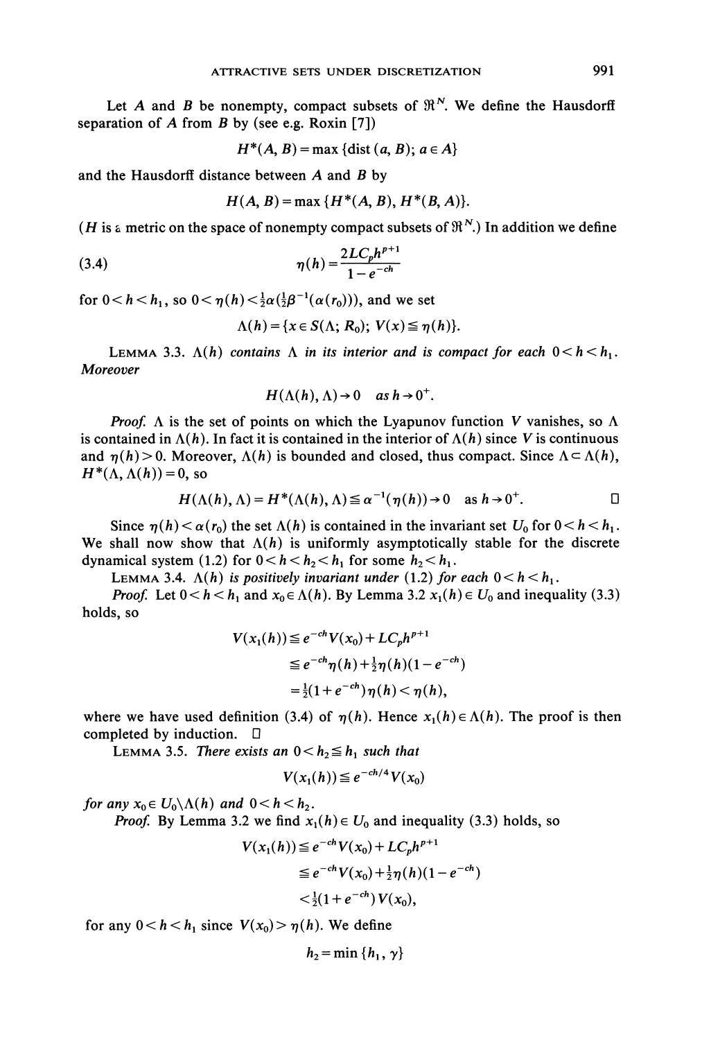Let $A$ and $B$ be nonempty, compact subsets of $\mathfrak{R}^N$. We define the Hausdorff separation of $A$ from $B$ by (see e.g. Roxin [7])

$$H^*(A, B) = \max \{\operatorname{dist}(a, B);\, a \in A\}$$

and the Hausdorff distance between $A$ and $B$ by

$$H(A, B) = \max \{H^*(A, B), H^*(B, A)\}.$$

($H$ is a metric on the space of nonempty compact subsets of $\mathfrak{R}^N$.) In addition we define

$$\eta(h) = \frac{2LC_p h^{p+1}}{1 - e^{-ch}} \tag{3.4}$$

for $0 < h < h_1$, so $0 < \eta(h) < \frac{1}{2}\alpha(\frac{1}{2}\beta^{-1}(\alpha(r_0)))$, and we set

$$\Lambda(h) = \{x \in S(\Lambda; R_0);\, V(x) \leqq \eta(h)\}.$$

LEMMA 3.3. *$\Lambda(h)$ contains $\Lambda$ in its interior and is compact for each $0 < h < h_1$. Moreover*

$$H(\Lambda(h), \Lambda) \to 0 \quad \text{as } h \to 0^+.$$

*Proof.* $\Lambda$ is the set of points on which the Lyapunov function $V$ vanishes, so $\Lambda$ is contained in $\Lambda(h)$. In fact it is contained in the interior of $\Lambda(h)$ since $V$ is continuous and $\eta(h) > 0$. Moreover, $\Lambda(h)$ is bounded and closed, thus compact. Since $\Lambda \subset \Lambda(h)$, $H^*(\Lambda, \Lambda(h)) = 0$, so

$$H(\Lambda(h), \Lambda) = H^*(\Lambda(h), \Lambda) \leqq \alpha^{-1}(\eta(h)) \to 0 \quad \text{as } h \to 0^+. \qquad \square$$

Since $\eta(h) < \alpha(r_0)$ the set $\Lambda(h)$ is contained in the invariant set $U_0$ for $0 < h < h_1$. We shall now show that $\Lambda(h)$ is uniformly asymptotically stable for the discrete dynamical system (1.2) for $0 < h < h_2 < h_1$ for some $h_2 < h_1$.

LEMMA 3.4. *$\Lambda(h)$ is positively invariant under (1.2) for each $0 < h < h_1$.*

*Proof.* Let $0 < h < h_1$ and $x_0 \in \Lambda(h)$. By Lemma 3.2 $x_1(h) \in U_0$ and inequality (3.3) holds, so

$$\begin{aligned} V(x_1(h)) &\leqq e^{-ch} V(x_0) + LC_p h^{p+1} \\ &\leqq e^{-ch}\eta(h) + \tfrac{1}{2}\eta(h)(1 - e^{-ch}) \\ &= \tfrac{1}{2}(1 + e^{-ch})\eta(h) < \eta(h), \end{aligned}$$

where we have used definition (3.4) of $\eta(h)$. Hence $x_1(h) \in \Lambda(h)$. The proof is then completed by induction. $\square$

LEMMA 3.5. *There exists an $0 < h_2 \leqq h_1$ such that*

$$V(x_1(h)) \leqq e^{-ch/4} V(x_0)$$

*for any $x_0 \in U_0 \backslash \Lambda(h)$ and $0 < h < h_2$.*

*Proof.* By Lemma 3.2 we find $x_1(h) \in U_0$ and inequality (3.3) holds, so

$$\begin{aligned} V(x_1(h)) &\leqq e^{-ch} V(x_0) + LC_p h^{p+1} \\ &\leqq e^{-ch} V(x_0) + \tfrac{1}{2}\eta(h)(1 - e^{-ch}) \\ &< \tfrac{1}{2}(1 + e^{-ch}) V(x_0), \end{aligned}$$

for any $0 < h < h_1$ since $V(x_0) > \eta(h)$. We define

$$h_2 = \min \{h_1, \gamma\}$$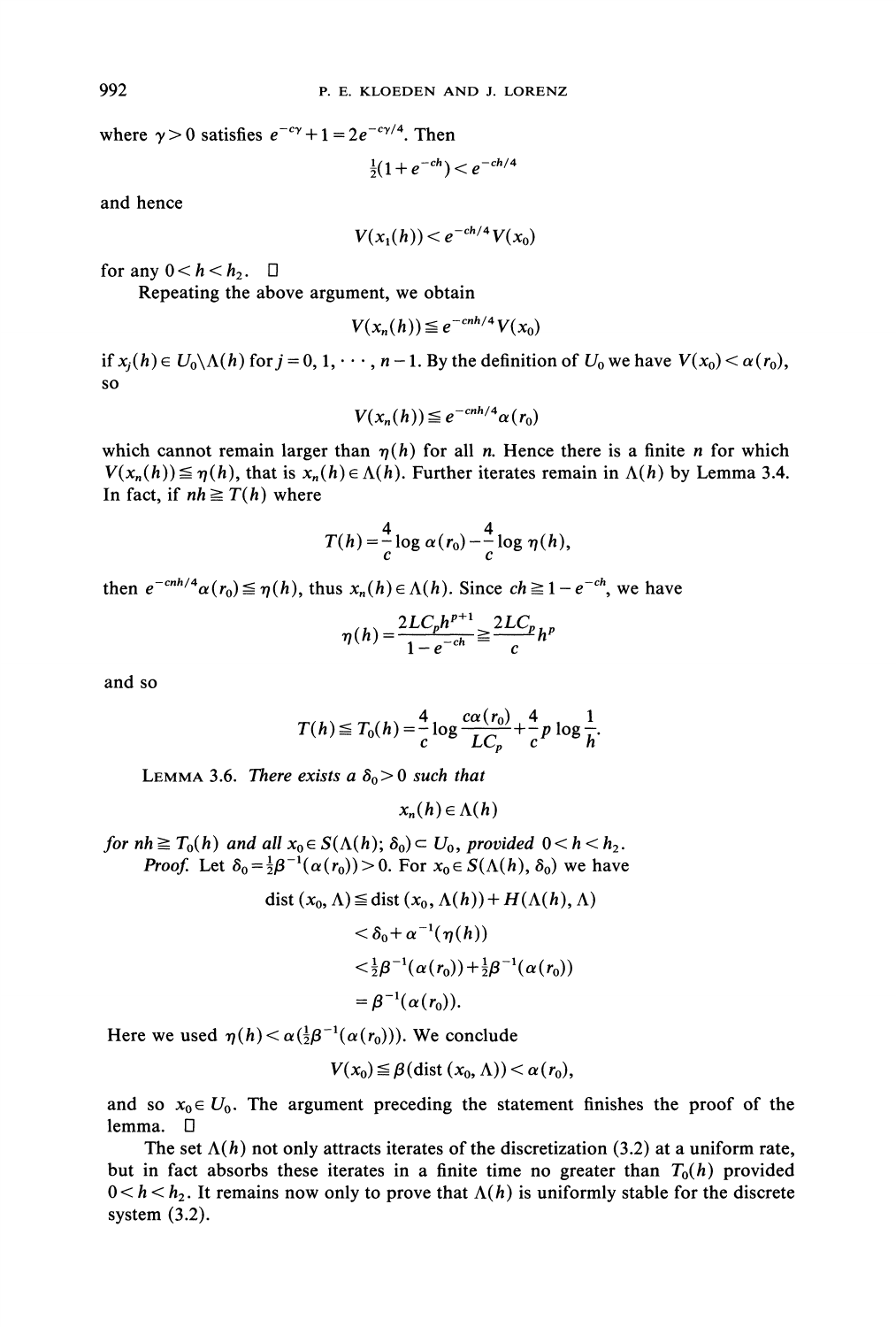where $\gamma > 0$ satisfies $e^{-c\gamma} + 1 = 2e^{-c\gamma/4}$. Then

$$\tfrac{1}{2}(1 + e^{-ch}) < e^{-ch/4}$$

and hence

$$V(x_1(h)) < e^{-ch/4} V(x_0)$$

for any $0 < h < h_2$. □

Repeating the above argument, we obtain

$$V(x_n(h)) \leqq e^{-cnh/4} V(x_0)$$

if $x_j(h) \in U_0 \backslash \Lambda(h)$ for $j = 0, 1, \cdots, n-1$. By the definition of $U_0$ we have $V(x_0) < \alpha(r_0)$, so

$$V(x_n(h)) \leqq e^{-cnh/4} \alpha(r_0)$$

which cannot remain larger than $\eta(h)$ for all $n$. Hence there is a finite $n$ for which $V(x_n(h)) \leqq \eta(h)$, that is $x_n(h) \in \Lambda(h)$. Further iterates remain in $\Lambda(h)$ by Lemma 3.4. In fact, if $nh \geqq T(h)$ where

$$T(h) = \frac{4}{c} \log \alpha(r_0) - \frac{4}{c} \log \eta(h),$$

then $e^{-cnh/4} \alpha(r_0) \leqq \eta(h)$, thus $x_n(h) \in \Lambda(h)$. Since $ch \geqq 1 - e^{-ch}$, we have

$$\eta(h) = \frac{2LC_p h^{p+1}}{1 - e^{-ch}} \geqq \frac{2LC_p}{c} h^p$$

and so

$$T(h) \leqq T_0(h) = \frac{4}{c} \log \frac{c\alpha(r_0)}{LC_p} + \frac{4}{c} p \log \frac{1}{h}.$$

LEMMA 3.6. *There exists a $\delta_0 > 0$ such that*

$$x_n(h) \in \Lambda(h)$$

*for $nh \geqq T_0(h)$ and all $x_0 \in S(\Lambda(h); \delta_0) \subset U_0$, provided $0 < h < h_2$.*

*Proof.* Let $\delta_0 = \frac{1}{2}\beta^{-1}(\alpha(r_0)) > 0$. For $x_0 \in S(\Lambda(h), \delta_0)$ we have

$$\begin{aligned}
\operatorname{dist}(x_0, \Lambda) &\leqq \operatorname{dist}(x_0, \Lambda(h)) + H(\Lambda(h), \Lambda) \\
&< \delta_0 + \alpha^{-1}(\eta(h)) \\
&< \tfrac{1}{2}\beta^{-1}(\alpha(r_0)) + \tfrac{1}{2}\beta^{-1}(\alpha(r_0)) \\
&= \beta^{-1}(\alpha(r_0)).
\end{aligned}$$

Here we used $\eta(h) < \alpha(\frac{1}{2}\beta^{-1}(\alpha(r_0)))$. We conclude

$$V(x_0) \leqq \beta(\operatorname{dist}(x_0, \Lambda)) < \alpha(r_0),$$

and so $x_0 \in U_0$. The argument preceding the statement finishes the proof of the lemma. □

The set $\Lambda(h)$ not only attracts iterates of the discretization (3.2) at a uniform rate, but in fact absorbs these iterates in a finite time no greater than $T_0(h)$ provided $0 < h < h_2$. It remains now only to prove that $\Lambda(h)$ is uniformly stable for the discrete system (3.2).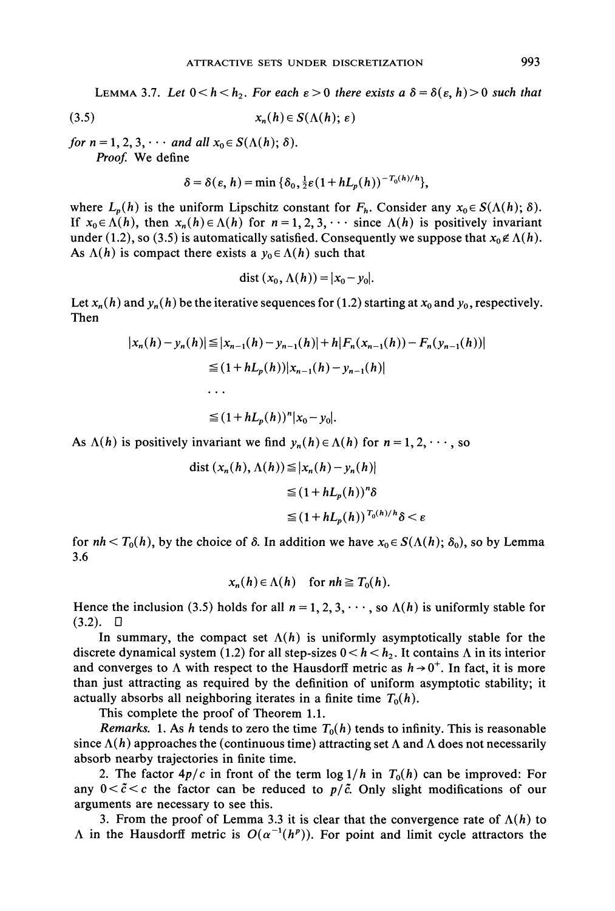**Lemma 3.7.** *Let $0 < h < h_2$. For each $\varepsilon > 0$ there exists a $\delta = \delta(\varepsilon, h) > 0$ such that*

$$x_n(h) \in S(\Lambda(h); \varepsilon) \tag{3.5}$$

*for $n = 1, 2, 3, \cdots$ and all $x_0 \in S(\Lambda(h); \delta)$.*

*Proof.* We define

$$\delta = \delta(\varepsilon, h) = \min \{\delta_0, \tfrac{1}{2}\varepsilon(1 + hL_p(h))^{-T_0(h)/h}\},$$

where $L_p(h)$ is the uniform Lipschitz constant for $F_h$. Consider any $x_0 \in S(\Lambda(h); \delta)$. If $x_0 \in \Lambda(h)$, then $x_n(h) \in \Lambda(h)$ for $n = 1, 2, 3, \cdots$ since $\Lambda(h)$ is positively invariant under (1.2), so (3.5) is automatically satisfied. Consequently we suppose that $x_0 \notin \Lambda(h)$. As $\Lambda(h)$ is compact there exists a $y_0 \in \Lambda(h)$ such that

$$\text{dist}(x_0, \Lambda(h)) = |x_0 - y_0|.$$

Let $x_n(h)$ and $y_n(h)$ be the iterative sequences for (1.2) starting at $x_0$ and $y_0$, respectively. Then

$$\begin{aligned}
|x_n(h) - y_n(h)| &\leqq |x_{n-1}(h) - y_{n-1}(h)| + h|F_n(x_{n-1}(h)) - F_n(y_{n-1}(h))| \\
&\leqq (1 + hL_p(h))|x_{n-1}(h) - y_{n-1}(h)| \\
&\cdots \\
&\leqq (1 + hL_p(h))^n |x_0 - y_0|.
\end{aligned}$$

As $\Lambda(h)$ is positively invariant we find $y_n(h) \in \Lambda(h)$ for $n = 1, 2, \cdots$, so

$$\begin{aligned}
\text{dist}(x_n(h), \Lambda(h)) &\leqq |x_n(h) - y_n(h)| \\
&\leqq (1 + hL_p(h))^n \delta \\
&\leqq (1 + hL_p(h))^{T_0(h)/h} \delta < \varepsilon
\end{aligned}$$

for $nh < T_0(h)$, by the choice of $\delta$. In addition we have $x_0 \in S(\Lambda(h); \delta_0)$, so by Lemma 3.6

$$x_n(h) \in \Lambda(h) \quad \text{for } nh \geqq T_0(h).$$

Hence the inclusion (3.5) holds for all $n = 1, 2, 3, \cdots$, so $\Lambda(h)$ is uniformly stable for (3.2). $\square$

In summary, the compact set $\Lambda(h)$ is uniformly asymptotically stable for the discrete dynamical system (1.2) for all step-sizes $0 < h < h_2$. It contains $\Lambda$ in its interior and converges to $\Lambda$ with respect to the Hausdorff metric as $h \to 0^+$. In fact, it is more than just attracting as required by the definition of uniform asymptotic stability; it actually absorbs all neighboring iterates in a finite time $T_0(h)$.

This complete the proof of Theorem 1.1.

*Remarks.* 1. As $h$ tends to zero the time $T_0(h)$ tends to infinity. This is reasonable since $\Lambda(h)$ approaches the (continuous time) attracting set $\Lambda$ and $\Lambda$ does not necessarily absorb nearby trajectories in finite time.

2. The factor $4p/c$ in front of the term $\log 1/h$ in $T_0(h)$ can be improved: For any $0 < \tilde{c} < c$ the factor can be reduced to $p/\tilde{c}$. Only slight modifications of our arguments are necessary to see this.

3. From the proof of Lemma 3.3 it is clear that the convergence rate of $\Lambda(h)$ to $\Lambda$ in the Hausdorff metric is $O(\alpha^{-1}(h^p))$. For point and limit cycle attractors the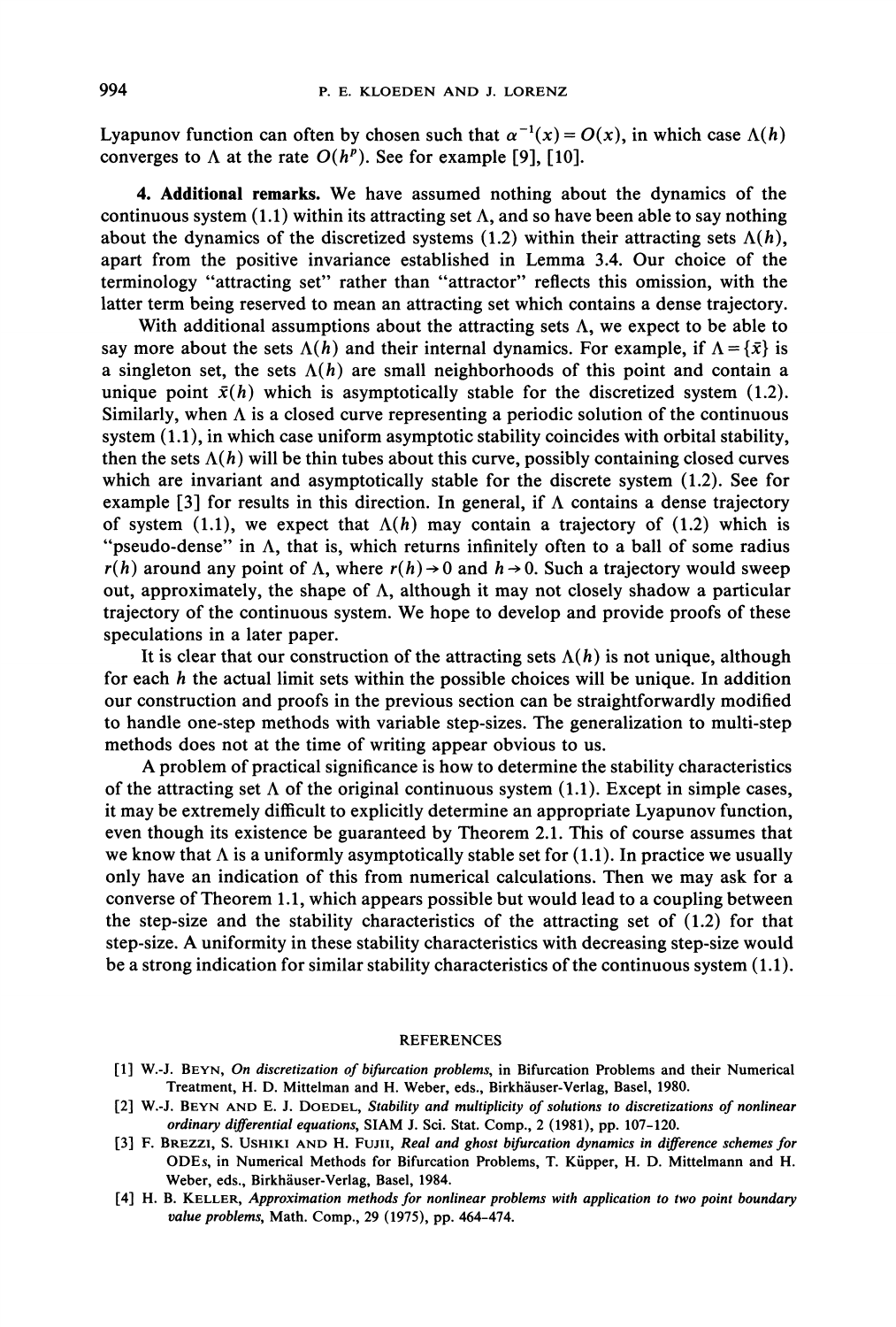Lyapunov function can often by chosen such that $\alpha^{-1}(x) = O(x)$, in which case $\Lambda(h)$ converges to $\Lambda$ at the rate $O(h^p)$. See for example [9], [10].

**4. Additional remarks.** We have assumed nothing about the dynamics of the continuous system (1.1) within its attracting set $\Lambda$, and so have been able to say nothing about the dynamics of the discretized systems (1.2) within their attracting sets $\Lambda(h)$, apart from the positive invariance established in Lemma 3.4. Our choice of the terminology "attracting set" rather than "attractor" reflects this omission, with the latter term being reserved to mean an attracting set which contains a dense trajectory.

With additional assumptions about the attracting sets $\Lambda$, we expect to be able to say more about the sets $\Lambda(h)$ and their internal dynamics. For example, if $\Lambda = \{\bar{x}\}$ is a singleton set, the sets $\Lambda(h)$ are small neighborhoods of this point and contain a unique point $\bar{x}(h)$ which is asymptotically stable for the discretized system (1.2). Similarly, when $\Lambda$ is a closed curve representing a periodic solution of the continuous system (1.1), in which case uniform asymptotic stability coincides with orbital stability, then the sets $\Lambda(h)$ will be thin tubes about this curve, possibly containing closed curves which are invariant and asymptotically stable for the discrete system (1.2). See for example [3] for results in this direction. In general, if $\Lambda$ contains a dense trajectory of system (1.1), we expect that $\Lambda(h)$ may contain a trajectory of (1.2) which is "pseudo-dense" in $\Lambda$, that is, which returns infinitely often to a ball of some radius $r(h)$ around any point of $\Lambda$, where $r(h) \to 0$ and $h \to 0$. Such a trajectory would sweep out, approximately, the shape of $\Lambda$, although it may not closely shadow a particular trajectory of the continuous system. We hope to develop and provide proofs of these speculations in a later paper.

It is clear that our construction of the attracting sets $\Lambda(h)$ is not unique, although for each $h$ the actual limit sets within the possible choices will be unique. In addition our construction and proofs in the previous section can be straightforwardly modified to handle one-step methods with variable step-sizes. The generalization to multi-step methods does not at the time of writing appear obvious to us.

A problem of practical significance is how to determine the stability characteristics of the attracting set $\Lambda$ of the original continuous system (1.1). Except in simple cases, it may be extremely difficult to explicitly determine an appropriate Lyapunov function, even though its existence be guaranteed by Theorem 2.1. This of course assumes that we know that $\Lambda$ is a uniformly asymptotically stable set for (1.1). In practice we usually only have an indication of this from numerical calculations. Then we may ask for a converse of Theorem 1.1, which appears possible but would lead to a coupling between the step-size and the stability characteristics of the attracting set of (1.2) for that step-size. A uniformity in these stability characteristics with decreasing step-size would be a strong indication for similar stability characteristics of the continuous system (1.1).

## REFERENCES

[1] W.-J. BEYN, *On discretization of bifurcation problems*, in Bifurcation Problems and their Numerical Treatment, H. D. Mittelman and H. Weber, eds., Birkhäuser-Verlag, Basel, 1980.

[2] W.-J. BEYN AND E. J. DOEDEL, *Stability and multiplicity of solutions to discretizations of nonlinear ordinary differential equations*, SIAM J. Sci. Stat. Comp., 2 (1981), pp. 107–120.

[3] F. BREZZI, S. USHIKI AND H. FUJII, *Real and ghost bifurcation dynamics in difference schemes for* ODEs, in Numerical Methods for Bifurcation Problems, T. Küpper, H. D. Mittelmann and H. Weber, eds., Birkhäuser-Verlag, Basel, 1984.

[4] H. B. KELLER, *Approximation methods for nonlinear problems with application to two point boundary value problems*, Math. Comp., 29 (1975), pp. 464–474.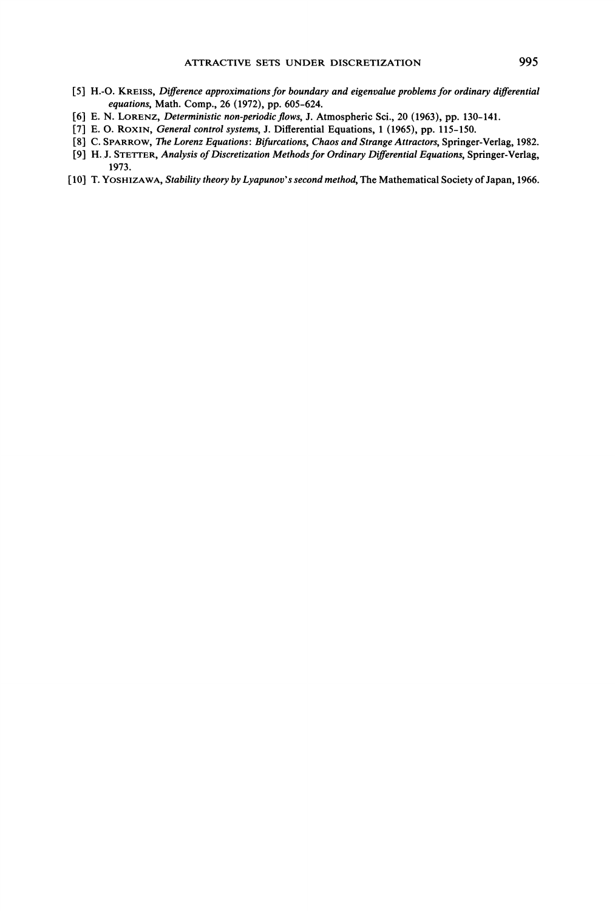[5] H.-O. Kreiss, *Difference approximations for boundary and eigenvalue problems for ordinary differential equations*, Math. Comp., 26 (1972), pp. 605–624.

[6] E. N. Lorenz, *Deterministic non-periodic flows*, J. Atmospheric Sci., 20 (1963), pp. 130–141.

[7] E. O. Roxin, *General control systems*, J. Differential Equations, 1 (1965), pp. 115–150.

[8] C. Sparrow, *The Lorenz Equations: Bifurcations, Chaos and Strange Attractors*, Springer-Verlag, 1982.

[9] H. J. Stetter, *Analysis of Discretization Methods for Ordinary Differential Equations*, Springer-Verlag, 1973.

[10] T. Yoshizawa, *Stability theory by Lyapunov's second method*, The Mathematical Society of Japan, 1966.